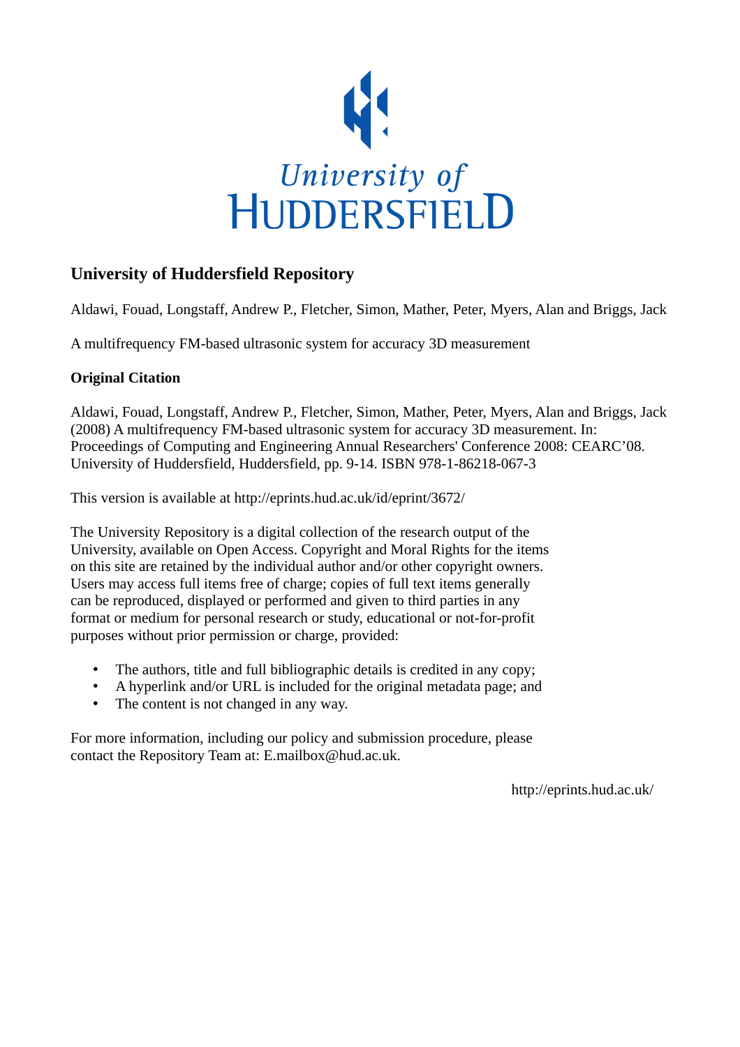University of HUDDERSFIELD

## University of Huddersfield Repository

Aldawi, Fouad, Longstaff, Andrew P., Fletcher, Simon, Mather, Peter, Myers, Alan and Briggs, Jack

A multifrequency FM-based ultrasonic system for accuracy 3D measurement

### Original Citation

Aldawi, Fouad, Longstaff, Andrew P., Fletcher, Simon, Mather, Peter, Myers, Alan and Briggs, Jack (2008) A multifrequency FM-based ultrasonic system for accuracy 3D measurement. In: Proceedings of Computing and Engineering Annual Researchers' Conference 2008: CEARC'08. University of Huddersfield, Huddersfield, pp. 9-14. ISBN 978-1-86218-067-3

This version is available at http://eprints.hud.ac.uk/id/eprint/3672/

The University Repository is a digital collection of the research output of the University, available on Open Access. Copyright and Moral Rights for the items on this site are retained by the individual author and/or other copyright owners. Users may access full items free of charge; copies of full text items generally can be reproduced, displayed or performed and given to third parties in any format or medium for personal research or study, educational or not-for-profit purposes without prior permission or charge, provided:

- The authors, title and full bibliographic details is credited in any copy;
- A hyperlink and/or URL is included for the original metadata page; and
- The content is not changed in any way.

For more information, including our policy and submission procedure, please contact the Repository Team at: E.mailbox@hud.ac.uk.

http://eprints.hud.ac.uk/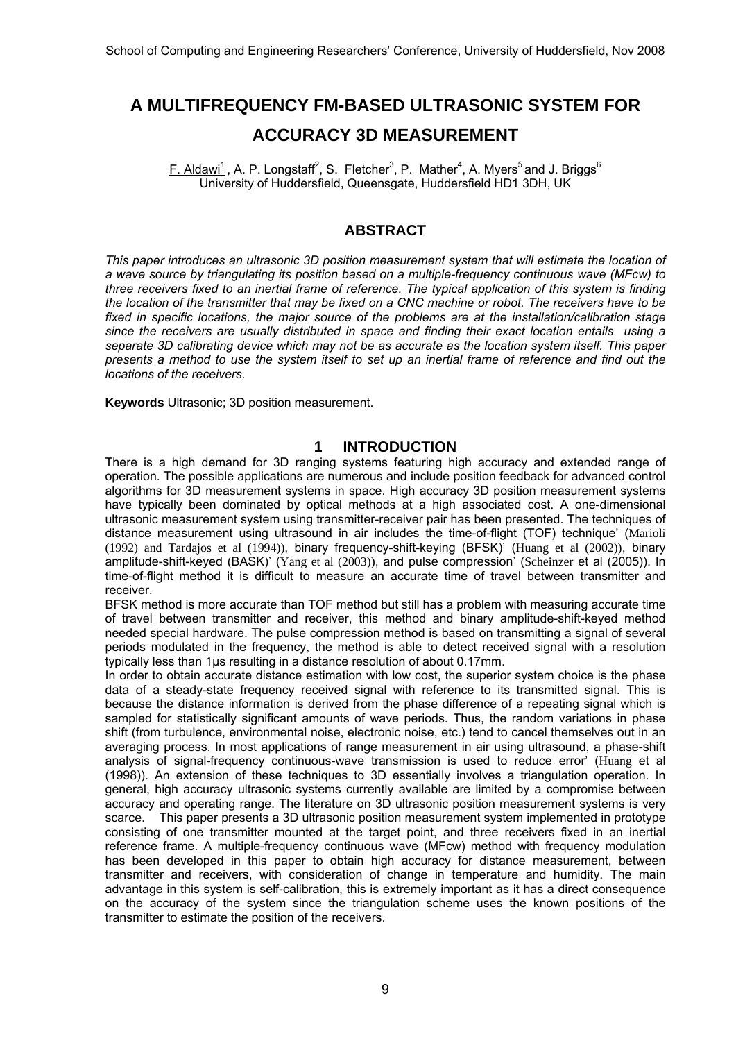# A MULTIFREQUENCY FM-BASED ULTRASONIC SYSTEM FOR ACCURACY 3D MEASUREMENT

F. Aldawi[1], A. P. Longstaff[2], S. Fletcher[3], P. Mather[4], A. Myers[5] and J. Briggs[6]
University of Huddersfield, Queensgate, Huddersfield HD1 3DH, UK

## ABSTRACT

*This paper introduces an ultrasonic 3D position measurement system that will estimate the location of a wave source by triangulating its position based on a multiple-frequency continuous wave (MFcw) to three receivers fixed to an inertial frame of reference. The typical application of this system is finding the location of the transmitter that may be fixed on a CNC machine or robot. The receivers have to be fixed in specific locations, the major source of the problems are at the installation/calibration stage since the receivers are usually distributed in space and finding their exact location entails using a separate 3D calibrating device which may not be as accurate as the location system itself. This paper presents a method to use the system itself to set up an inertial frame of reference and find out the locations of the receivers.*

**Keywords** Ultrasonic; 3D position measurement.

## 1 INTRODUCTION

There is a high demand for 3D ranging systems featuring high accuracy and extended range of operation. The possible applications are numerous and include position feedback for advanced control algorithms for 3D measurement systems in space. High accuracy 3D position measurement systems have typically been dominated by optical methods at a high associated cost. A one-dimensional ultrasonic measurement system using transmitter-receiver pair has been presented. The techniques of distance measurement using ultrasound in air includes the time-of-flight (TOF) technique' (Marioli (1992) and Tardajos et al (1994)), binary frequency-shift-keying (BFSK)' (Huang et al (2002)), binary amplitude-shift-keyed (BASK)' (Yang et al (2003)), and pulse compression' (Scheinzer et al (2005)). In time-of-flight method it is difficult to measure an accurate time of travel between transmitter and receiver.

BFSK method is more accurate than TOF method but still has a problem with measuring accurate time of travel between transmitter and receiver, this method and binary amplitude-shift-keyed method needed special hardware. The pulse compression method is based on transmitting a signal of several periods modulated in the frequency, the method is able to detect received signal with a resolution typically less than 1μs resulting in a distance resolution of about 0.17mm.

In order to obtain accurate distance estimation with low cost, the superior system choice is the phase data of a steady-state frequency received signal with reference to its transmitted signal. This is because the distance information is derived from the phase difference of a repeating signal which is sampled for statistically significant amounts of wave periods. Thus, the random variations in phase shift (from turbulence, environmental noise, electronic noise, etc.) tend to cancel themselves out in an averaging process. In most applications of range measurement in air using ultrasound, a phase-shift analysis of signal-frequency continuous-wave transmission is used to reduce error' (Huang et al (1998)). An extension of these techniques to 3D essentially involves a triangulation operation. In general, high accuracy ultrasonic systems currently available are limited by a compromise between accuracy and operating range. The literature on 3D ultrasonic position measurement systems is very scarce. This paper presents a 3D ultrasonic position measurement system implemented in prototype consisting of one transmitter mounted at the target point, and three receivers fixed in an inertial reference frame. A multiple-frequency continuous wave (MFcw) method with frequency modulation has been developed in this paper to obtain high accuracy for distance measurement, between transmitter and receivers, with consideration of change in temperature and humidity. The main advantage in this system is self-calibration, this is extremely important as it has a direct consequence on the accuracy of the system since the triangulation scheme uses the known positions of the transmitter to estimate the position of the receivers.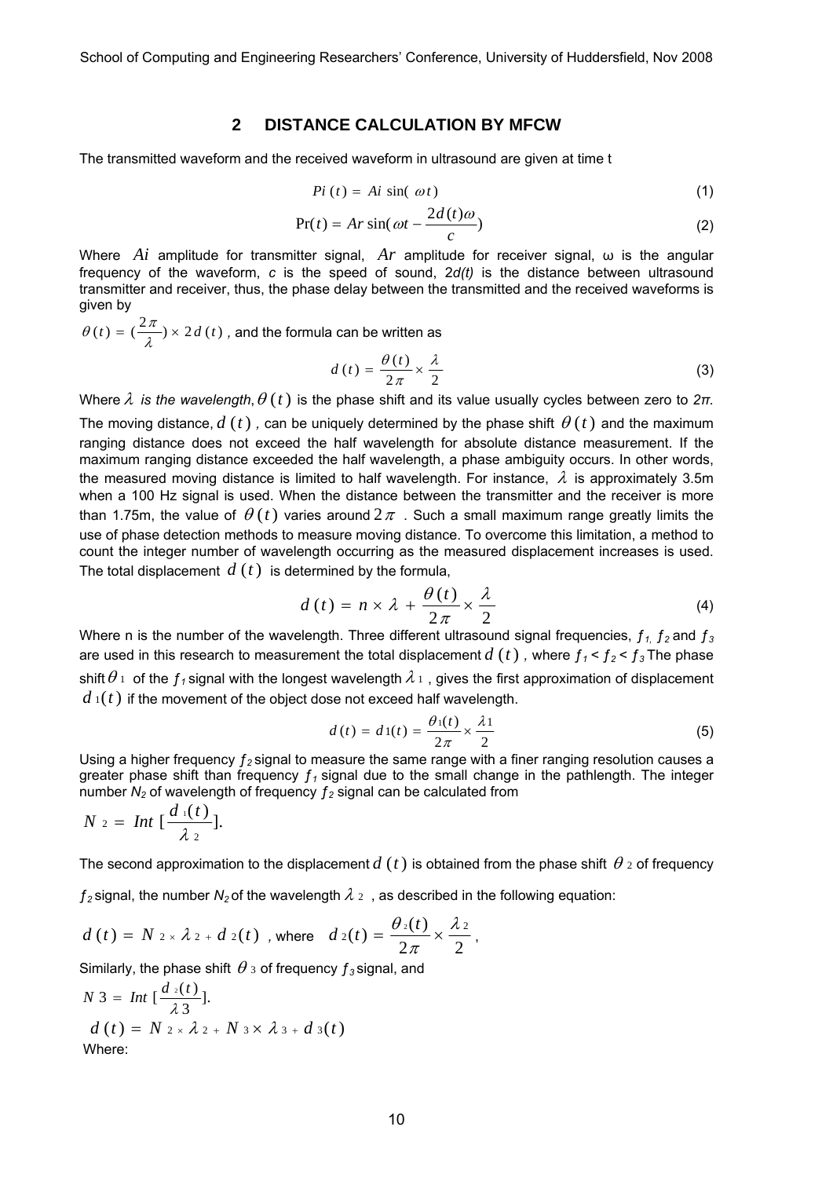## 2 DISTANCE CALCULATION BY MFCW

The transmitted waveform and the received waveform in ultrasound are given at time t

$$Pi(t) = Ai \sin(\omega t) \tag{1}$$

$$\Pr(t) = Ar \sin(\omega t - \frac{2d(t)\omega}{c}) \tag{2}$$

Where $Ai$ amplitude for transmitter signal, $Ar$ amplitude for receiver signal, ω is the angular frequency of the waveform, *c* is the speed of sound, 2*d(t)* is the distance between ultrasound transmitter and receiver, thus, the phase delay between the transmitted and the received waveforms is given by

$\theta(t) = (\frac{2\pi}{\lambda}) \times 2d(t)$, and the formula can be written as

$$d(t) = \frac{\theta(t)}{2\pi} \times \frac{\lambda}{2} \tag{3}$$

Where $\lambda$ *is the wavelength*, $\theta(t)$ is the phase shift and its value usually cycles between zero to *2π*. The moving distance, $d(t)$, can be uniquely determined by the phase shift $\theta(t)$ and the maximum ranging distance does not exceed the half wavelength for absolute distance measurement. If the maximum ranging distance exceeded the half wavelength, a phase ambiguity occurs. In other words, the measured moving distance is limited to half wavelength. For instance, $\lambda$ is approximately 3.5m when a 100 Hz signal is used. When the distance between the transmitter and the receiver is more than 1.75m, the value of $\theta(t)$ varies around $2\pi$. Such a small maximum range greatly limits the use of phase detection methods to measure moving distance. To overcome this limitation, a method to count the integer number of wavelength occurring as the measured displacement increases is used. The total displacement $d(t)$ is determined by the formula,

$$d(t) = n \times \lambda + \frac{\theta(t)}{2\pi} \times \frac{\lambda}{2} \tag{4}$$

Where n is the number of the wavelength. Three different ultrasound signal frequencies, $f_1$, $f_2$ and $f_3$ are used in this research to measurement the total displacement $d(t)$, where $f_1 < f_2 < f_3$ The phase shift $\theta_1$ of the $f_1$ signal with the longest wavelength $\lambda_1$, gives the first approximation of displacement $d_1(t)$ if the movement of the object dose not exceed half wavelength.

$$d(t) = d_1(t) = \frac{\theta_1(t)}{2\pi} \times \frac{\lambda_1}{2} \tag{5}$$

Using a higher frequency $f_2$ signal to measure the same range with a finer ranging resolution causes a greater phase shift than frequency $f_1$ signal due to the small change in the pathlength. The integer number $N_2$ of wavelength of frequency $f_2$ signal can be calculated from

$N_2 = Int[\frac{d_1(t)}{\lambda_2}].$

The second approximation to the displacement $d(t)$ is obtained from the phase shift $\theta_2$ of frequency $f_2$ signal, the number $N_2$ of the wavelength $\lambda_2$, as described in the following equation:

$d(t) = N_2 \times \lambda_2 + d_2(t)$, where $d_2(t) = \frac{\theta_2(t)}{2\pi} \times \frac{\lambda_2}{2}$,

Similarly, the phase shift $\theta_3$ of frequency $f_3$ signal, and

$N_3 = Int[\frac{d_2(t)}{\lambda_3}].$

$d(t) = N_2 \times \lambda_2 + N_3 \times \lambda_3 + d_3(t)$

Where: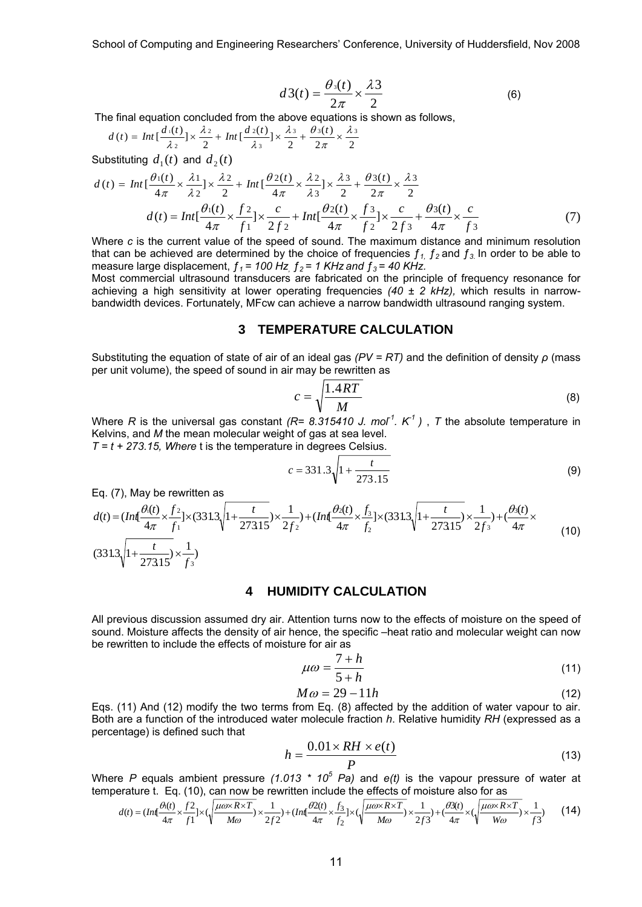$$d3(t) = \frac{\theta_3(t)}{2\pi} \times \frac{\lambda 3}{2} \tag{6}$$

The final equation concluded from the above equations is shown as follows,

$$d(t) = Int[\frac{d_1(t)}{\lambda_2}] \times \frac{\lambda_2}{2} + Int[\frac{d_2(t)}{\lambda_3}] \times \frac{\lambda_3}{2} + \frac{\theta_3(t)}{2\pi} \times \frac{\lambda_3}{2}$$

Substituting $d_1(t)$ and $d_2(t)$

$$d(t) = Int[\frac{\theta_1(t)}{4\pi} \times \frac{\lambda 1}{\lambda 2}] \times \frac{\lambda 2}{2} + Int[\frac{\theta 2(t)}{4\pi} \times \frac{\lambda 2}{\lambda 3}] \times \frac{\lambda 3}{2} + \frac{\theta 3(t)}{2\pi} \times \frac{\lambda 3}{2}$$

$$d(t) = Int[\frac{\theta_1(t)}{4\pi} \times \frac{f2}{f1}] \times \frac{c}{2f2} + Int[\frac{\theta 2(t)}{4\pi} \times \frac{f3}{f2}] \times \frac{c}{2f3} + \frac{\theta 3(t)}{4\pi} \times \frac{c}{f3} \tag{7}$$

Where *c* is the current value of the speed of sound. The maximum distance and minimum resolution that can be achieved are determined by the choice of frequencies $f_1$, $f_2$ and $f_3$. In order to be able to measure large displacement, $f_1 = 100$ *Hz*, $f_2 = 1$ *KHz and* $f_3 = 40$ *KHz.*

Most commercial ultrasound transducers are fabricated on the principle of frequency resonance for achieving a high sensitivity at lower operating frequencies *(40 ± 2 kHz),* which results in narrow-bandwidth devices. Fortunately, MFcw can achieve a narrow bandwidth ultrasound ranging system.

## 3 TEMPERATURE CALCULATION

Substituting the equation of state of air of an ideal gas *(PV = RT)* and the definition of density *ρ* (mass per unit volume), the speed of sound in air may be rewritten as

$$c = \sqrt{\frac{1.4RT}{M}} \tag{8}$$

Where *R* is the universal gas constant *(R= 8.315410 J. mol$^{-1}$. K$^{-1}$ )* , *T* the absolute temperature in Kelvins, and *M* the mean molecular weight of gas at sea level.

*T = t + 273.15, Where* t is the temperature in degrees Celsius.

$$c = 331.3\sqrt{1 + \frac{t}{273.15}} \tag{9}$$

Eq. (7), May be rewritten as

$$d(t) = (Int[\frac{\theta_1(t)}{4\pi} \times \frac{f_2}{f_1}] \times (331.3\sqrt{1+\frac{t}{273.15}}) \times \frac{1}{2f_2}) + (Int[\frac{\theta_2(t)}{4\pi} \times \frac{f_3}{f_2}] \times (331.3\sqrt{1+\frac{t}{273.15}}) \times \frac{1}{2f_3}) + (\frac{\theta_3(t)}{4\pi} \times (331.3\sqrt{1+\frac{t}{273.15}}) \times \frac{1}{f_3}) \tag{10}$$

## 4 HUMIDITY CALCULATION

All previous discussion assumed dry air. Attention turns now to the effects of moisture on the speed of sound. Moisture affects the density of air hence, the specific –heat ratio and molecular weight can now be rewritten to include the effects of moisture for air as

$$\mu\omega = \frac{7+h}{5+h} \tag{11}$$

$$M\omega = 29 - 11h \tag{12}$$

Eqs. (11) And (12) modify the two terms from Eq. (8) affected by the addition of water vapour to air. Both are a function of the introduced water molecule fraction *h*. Relative humidity *RH* (expressed as a percentage) is defined such that

$$h = \frac{0.01 \times RH \times e(t)}{P} \tag{13}$$

Where *P* equals ambient pressure *(1.013 * 10$^5$ Pa)* and *e(t)* is the vapour pressure of water at temperature t. Eq. (10), can now be rewritten include the effects of moisture also for as

$$d(t) = (Int[\frac{\theta_1(t)}{4\pi} \times \frac{f2}{f1}] \times (\sqrt{\frac{\mu\omega \times R \times T}{M\omega}}) \times \frac{1}{2f2}) + (Int[\frac{\theta 2(t)}{4\pi} \times \frac{f_3}{f_2}] \times (\sqrt{\frac{\mu\omega \times R \times T}{M\omega}}) \times \frac{1}{2f3}) + (\frac{\theta 3(t)}{4\pi} \times (\sqrt{\frac{\mu\omega \times R \times T}{W\omega}}) \times \frac{1}{f3}) \tag{14}$$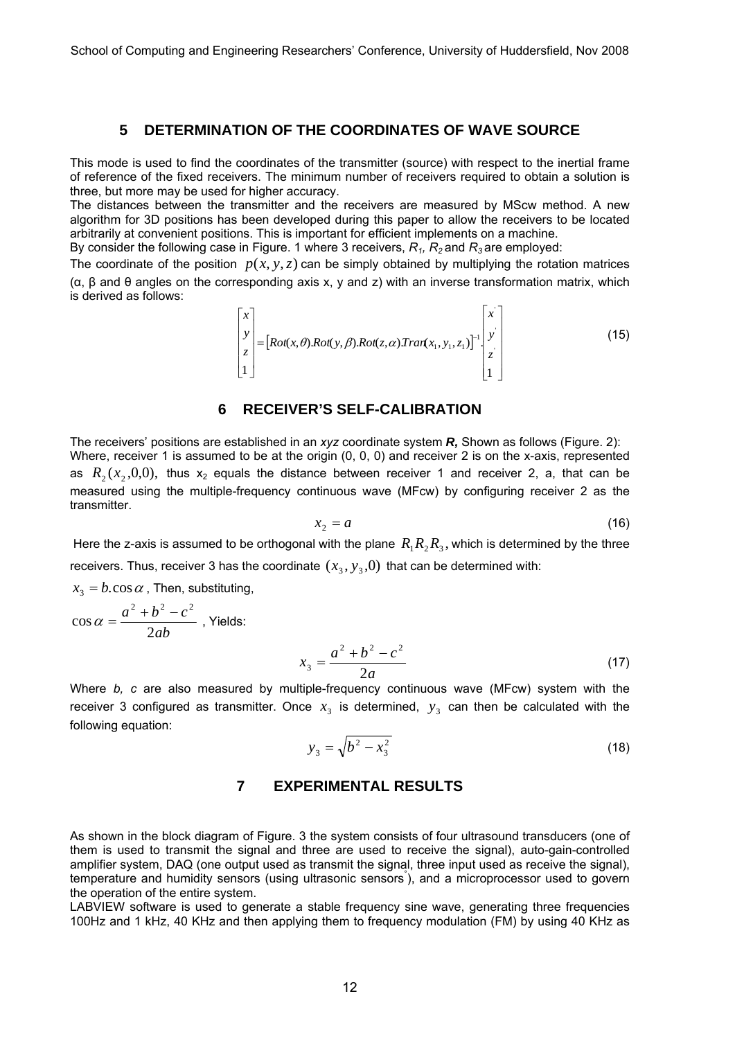## 5 DETERMINATION OF THE COORDINATES OF WAVE SOURCE

This mode is used to find the coordinates of the transmitter (source) with respect to the inertial frame of reference of the fixed receivers. The minimum number of receivers required to obtain a solution is three, but more may be used for higher accuracy.
The distances between the transmitter and the receivers are measured by MScw method. A new algorithm for 3D positions has been developed during this paper to allow the receivers to be located arbitrarily at convenient positions. This is important for efficient implements on a machine.
By consider the following case in Figure. 1 where 3 receivers, $R_1$, $R_2$ and $R_3$ are employed:
The coordinate of the position $p(x, y, z)$ can be simply obtained by multiplying the rotation matrices (α, β and θ angles on the corresponding axis x, y and z) with an inverse transformation matrix, which is derived as follows:

$$\begin{bmatrix} x \\ y \\ z \\ 1 \end{bmatrix} = \left[ Rot(x,\theta).Rot(y,\beta).Rot(z,\alpha).Tran(x_1, y_1, z_1) \right]^{-1} . \begin{bmatrix} x' \\ y' \\ z' \\ 1 \end{bmatrix} \tag{15}$$

## 6 RECEIVER'S SELF-CALIBRATION

The receivers' positions are established in an *xyz* coordinate system ***R,*** Shown as follows (Figure. 2):
Where, receiver 1 is assumed to be at the origin (0, 0, 0) and receiver 2 is on the x-axis, represented as $R_2(x_2, 0, 0)$, thus $x_2$ equals the distance between receiver 1 and receiver 2, a, that can be measured using the multiple-frequency continuous wave (MFcw) by configuring receiver 2 as the transmitter.

$$x_2 = a \tag{16}$$

Here the z-axis is assumed to be orthogonal with the plane $R_1 R_2 R_3$, which is determined by the three receivers. Thus, receiver 3 has the coordinate $(x_3, y_3, 0)$ that can be determined with:

$x_3 = b.\cos\alpha$ , Then, substituting,

$\cos\alpha = \dfrac{a^2 + b^2 - c^2}{2ab}$ , Yields:

$$x_3 = \frac{a^2 + b^2 - c^2}{2a} \tag{17}$$

Where *b, c* are also measured by multiple-frequency continuous wave (MFcw) system with the receiver 3 configured as transmitter. Once $x_3$ is determined, $y_3$ can then be calculated with the following equation:

$$y_3 = \sqrt{b^2 - x_3^2} \tag{18}$$

## 7 EXPERIMENTAL RESULTS

As shown in the block diagram of Figure. 3 the system consists of four ultrasound transducers (one of them is used to transmit the signal and three are used to receive the signal), auto-gain-controlled amplifier system, DAQ (one output used as transmit the signal, three input used as receive the signal), temperature and humidity sensors (using ultrasonic sensors), and a microprocessor used to govern the operation of the entire system.
LABVIEW software is used to generate a stable frequency sine wave, generating three frequencies 100Hz and 1 kHz, 40 KHz and then applying them to frequency modulation (FM) by using 40 KHz as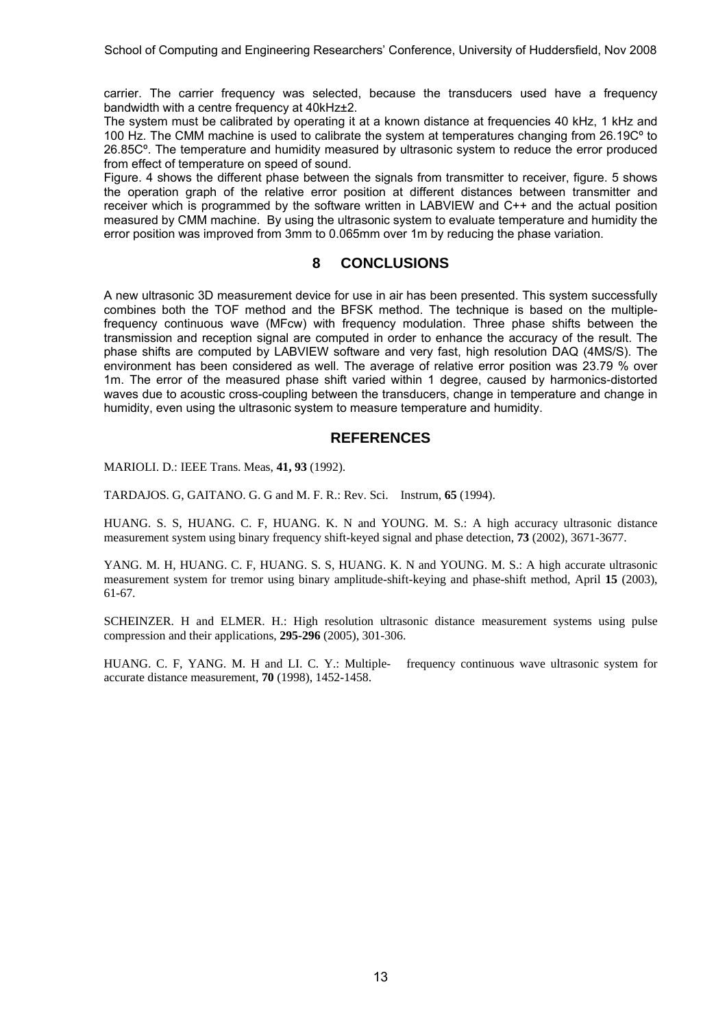carrier. The carrier frequency was selected, because the transducers used have a frequency bandwidth with a centre frequency at 40kHz±2.

The system must be calibrated by operating it at a known distance at frequencies 40 kHz, 1 kHz and 100 Hz. The CMM machine is used to calibrate the system at temperatures changing from 26.19Cº to 26.85Cº. The temperature and humidity measured by ultrasonic system to reduce the error produced from effect of temperature on speed of sound.

Figure. 4 shows the different phase between the signals from transmitter to receiver, figure. 5 shows the operation graph of the relative error position at different distances between transmitter and receiver which is programmed by the software written in LABVIEW and C++ and the actual position measured by CMM machine. By using the ultrasonic system to evaluate temperature and humidity the error position was improved from 3mm to 0.065mm over 1m by reducing the phase variation.

## 8 CONCLUSIONS

A new ultrasonic 3D measurement device for use in air has been presented. This system successfully combines both the TOF method and the BFSK method. The technique is based on the multiple-frequency continuous wave (MFcw) with frequency modulation. Three phase shifts between the transmission and reception signal are computed in order to enhance the accuracy of the result. The phase shifts are computed by LABVIEW software and very fast, high resolution DAQ (4MS/S). The environment has been considered as well. The average of relative error position was 23.79 % over 1m. The error of the measured phase shift varied within 1 degree, caused by harmonics-distorted waves due to acoustic cross-coupling between the transducers, change in temperature and change in humidity, even using the ultrasonic system to measure temperature and humidity.

## REFERENCES

MARIOLI. D.: IEEE Trans. Meas, **41, 93** (1992).

TARDAJOS. G, GAITANO. G. G and M. F. R.: Rev. Sci. Instrum, **65** (1994).

HUANG. S. S, HUANG. C. F, HUANG. K. N and YOUNG. M. S.: A high accuracy ultrasonic distance measurement system using binary frequency shift-keyed signal and phase detection, **73** (2002), 3671-3677.

YANG. M. H, HUANG. C. F, HUANG. S. S, HUANG. K. N and YOUNG. M. S.: A high accurate ultrasonic measurement system for tremor using binary amplitude-shift-keying and phase-shift method, April **15** (2003), 61-67.

SCHEINZER. H and ELMER. H.: High resolution ultrasonic distance measurement systems using pulse compression and their applications, **295-296** (2005), 301-306.

HUANG. C. F, YANG. M. H and LI. C. Y.: Multiple- frequency continuous wave ultrasonic system for accurate distance measurement, **70** (1998), 1452-1458.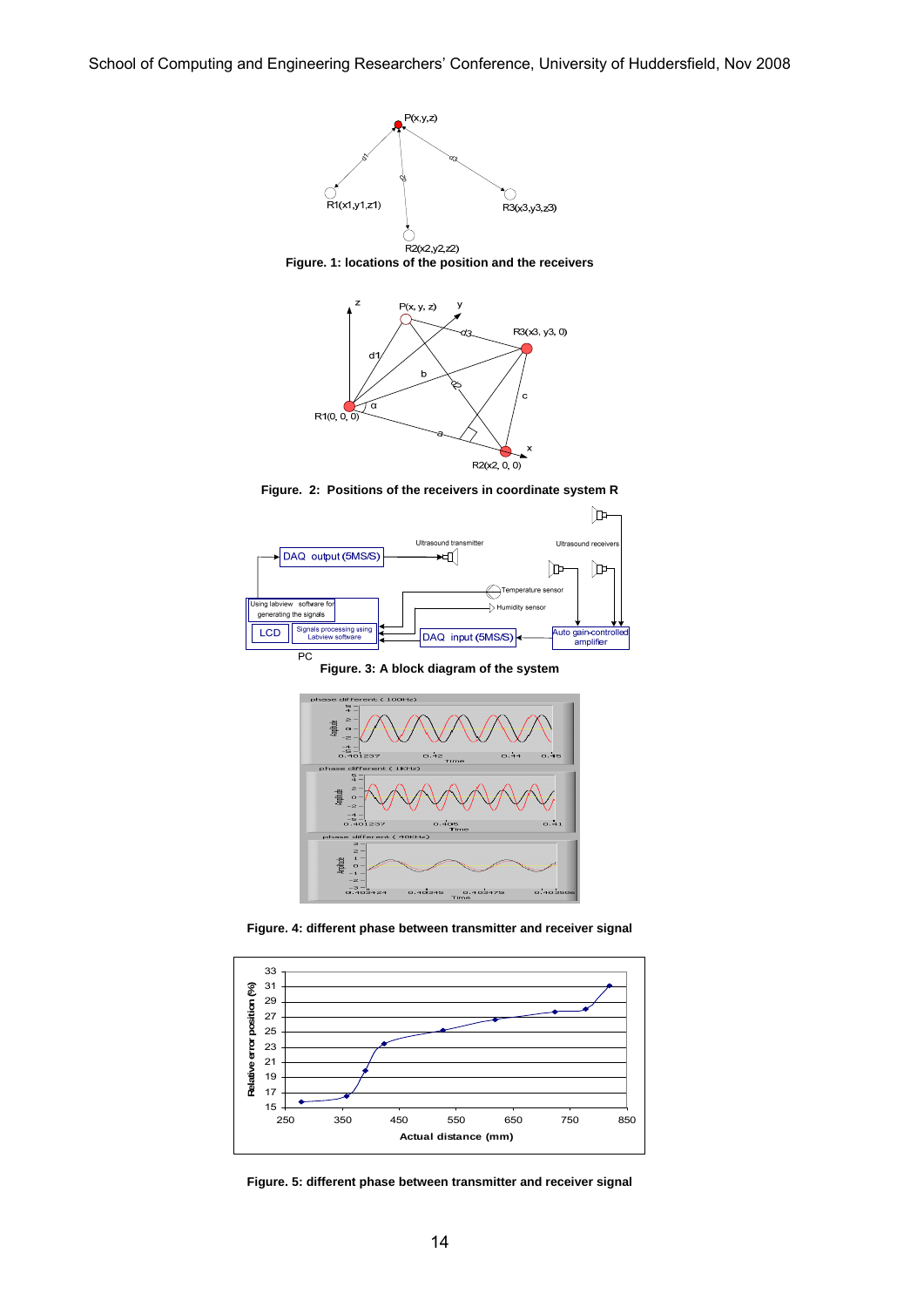P(x,y,z)

d1

d2

d3

R1(x1,y1,z1)

R2(x2,y2,z2)

R3(x3,y3,z3)

**Figure. 1: locations of the position and the receivers**

z

P(x, y, z)

y

d3

R3(x3, y3, 0)

d1

b

d2

c

α

R1(0, 0, 0)

a

x

R2(x2, 0, 0)

**Figure. 2: Positions of the receivers in coordinate system R**

DAQ output (5MS/S)

Ultrasound transmitter

Ultrasound receivers

Temperature sensor

Humidity sensor

Using labview software for generating the signals

LCD

Signals processing using Labview software

DAQ input (5MS/S)

Auto gain-controlled amplifier

PC

**Figure. 3: A block diagram of the system**

phase different ( 100Hz)

Amplitude

0.401237

0.42

0.44

0.45

Time

phase different ( 1KHz)

Amplitude

0.401237

0.405

0.41

Time

phase different ( 40KHz)

Amplitude

0.403424

0.40345

0.403475

0.403506

Time

**Figure. 4: different phase between transmitter and receiver signal**

Relative error position (%)

33

31

29

27

25

23

21

19

17

15

250

350

450

550

650

750

850

Actual distance (mm)

**Figure. 5: different phase between transmitter and receiver signal**